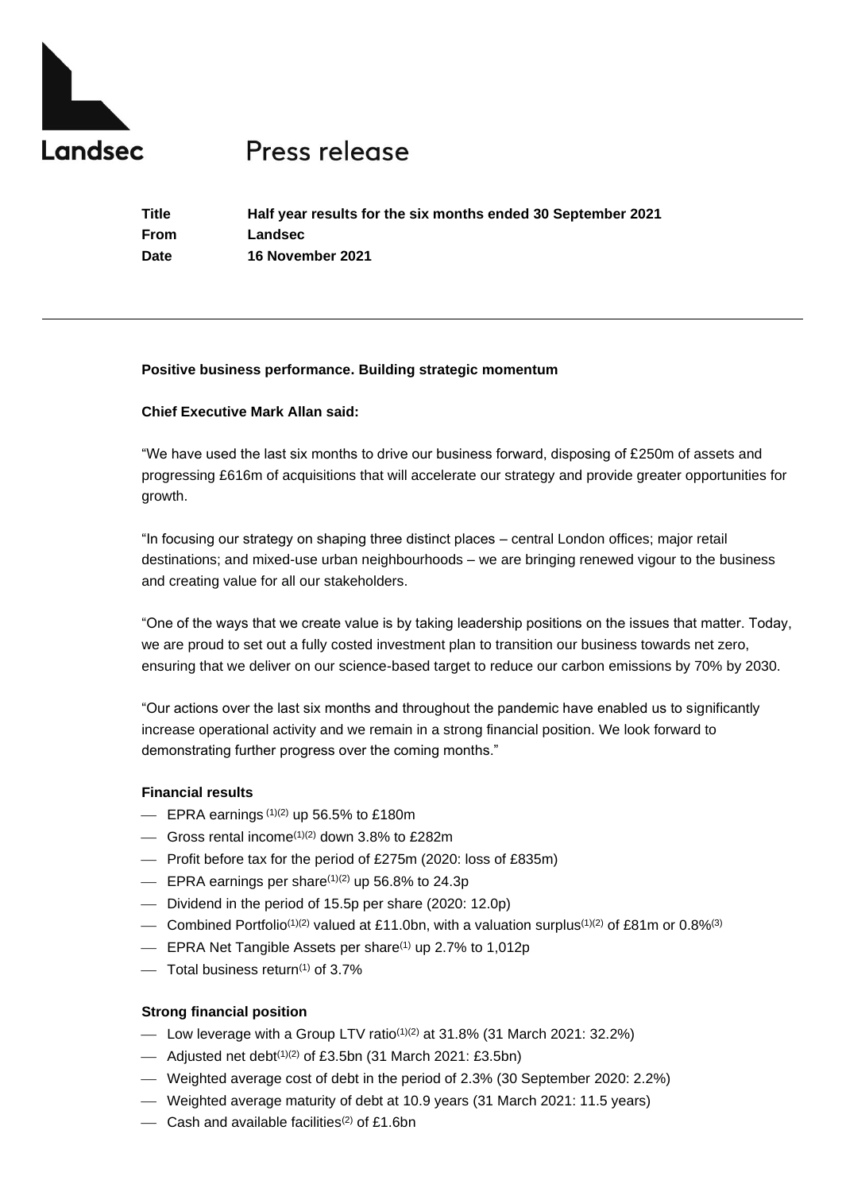Landsec

# Press release

| | |
|---|---|
| **Title** | **Half year results for the six months ended 30 September 2021** |
| **From** | **Landsec** |
| **Date** | **16 November 2021** |

---

**Positive business performance. Building strategic momentum**

**Chief Executive Mark Allan said:**

"We have used the last six months to drive our business forward, disposing of £250m of assets and progressing £616m of acquisitions that will accelerate our strategy and provide greater opportunities for growth.

"In focusing our strategy on shaping three distinct places – central London offices; major retail destinations; and mixed-use urban neighbourhoods – we are bringing renewed vigour to the business and creating value for all our stakeholders.

"One of the ways that we create value is by taking leadership positions on the issues that matter. Today, we are proud to set out a fully costed investment plan to transition our business towards net zero, ensuring that we deliver on our science-based target to reduce our carbon emissions by 70% by 2030.

"Our actions over the last six months and throughout the pandemic have enabled us to significantly increase operational activity and we remain in a strong financial position. We look forward to demonstrating further progress over the coming months."

**Financial results**

- EPRA earnings [(1)(2)] up 56.5% to £180m
- Gross rental income[(1)(2)] down 3.8% to £282m
- Profit before tax for the period of £275m (2020: loss of £835m)
- EPRA earnings per share[(1)(2)] up 56.8% to 24.3p
- Dividend in the period of 15.5p per share (2020: 12.0p)
- Combined Portfolio[(1)(2)] valued at £11.0bn, with a valuation surplus[(1)(2)] of £81m or 0.8%[(3)]
- EPRA Net Tangible Assets per share[(1)] up 2.7% to 1,012p
- Total business return[(1)] of 3.7%

**Strong financial position**

- Low leverage with a Group LTV ratio[(1)(2)] at 31.8% (31 March 2021: 32.2%)
- Adjusted net debt[(1)(2)] of £3.5bn (31 March 2021: £3.5bn)
- Weighted average cost of debt in the period of 2.3% (30 September 2020: 2.2%)
- Weighted average maturity of debt at 10.9 years (31 March 2021: 11.5 years)
- Cash and available facilities[(2)] of £1.6bn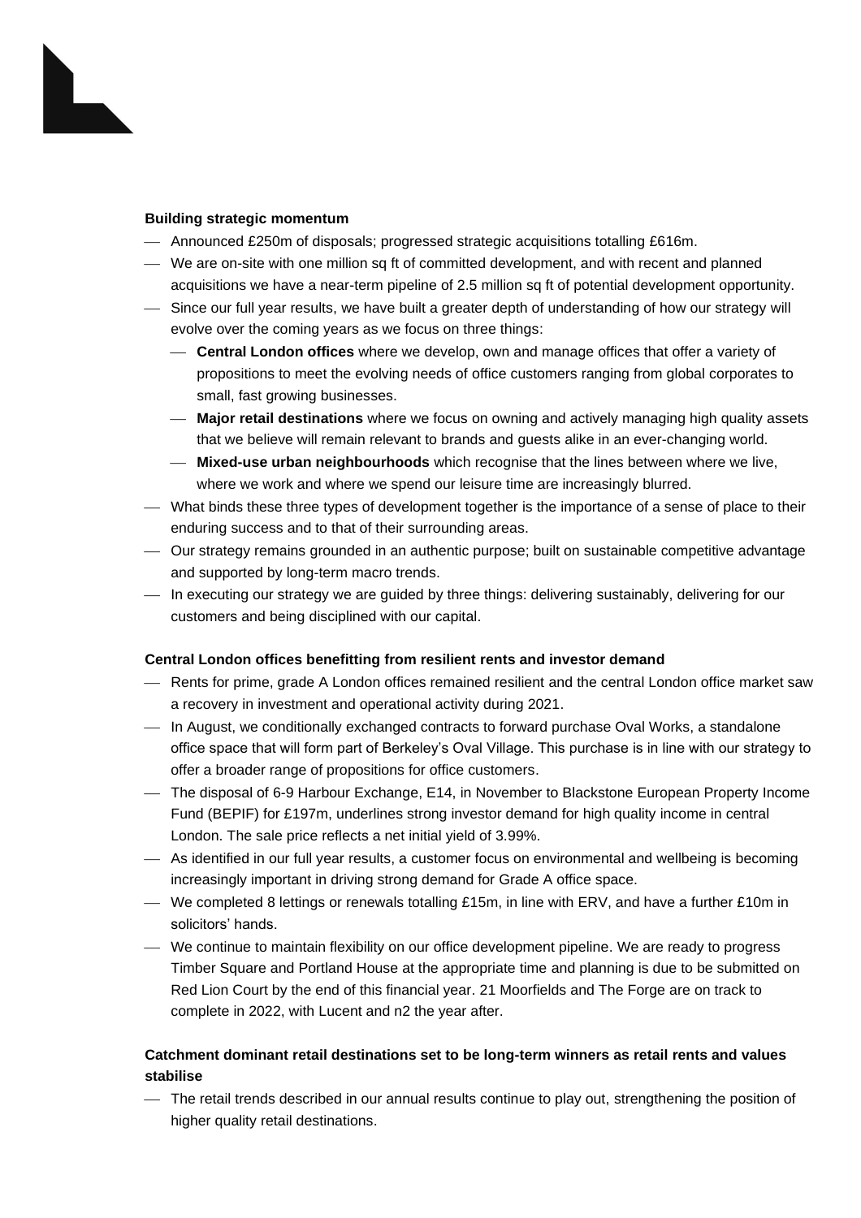**Building strategic momentum**

- Announced £250m of disposals; progressed strategic acquisitions totalling £616m.
- We are on-site with one million sq ft of committed development, and with recent and planned acquisitions we have a near-term pipeline of 2.5 million sq ft of potential development opportunity.
- Since our full year results, we have built a greater depth of understanding of how our strategy will evolve over the coming years as we focus on three things:
  - **Central London offices** where we develop, own and manage offices that offer a variety of propositions to meet the evolving needs of office customers ranging from global corporates to small, fast growing businesses.
  - **Major retail destinations** where we focus on owning and actively managing high quality assets that we believe will remain relevant to brands and guests alike in an ever-changing world.
  - **Mixed-use urban neighbourhoods** which recognise that the lines between where we live, where we work and where we spend our leisure time are increasingly blurred.
- What binds these three types of development together is the importance of a sense of place to their enduring success and to that of their surrounding areas.
- Our strategy remains grounded in an authentic purpose; built on sustainable competitive advantage and supported by long-term macro trends.
- In executing our strategy we are guided by three things: delivering sustainably, delivering for our customers and being disciplined with our capital.

**Central London offices benefitting from resilient rents and investor demand**

- Rents for prime, grade A London offices remained resilient and the central London office market saw a recovery in investment and operational activity during 2021.
- In August, we conditionally exchanged contracts to forward purchase Oval Works, a standalone office space that will form part of Berkeley's Oval Village. This purchase is in line with our strategy to offer a broader range of propositions for office customers.
- The disposal of 6-9 Harbour Exchange, E14, in November to Blackstone European Property Income Fund (BEPIF) for £197m, underlines strong investor demand for high quality income in central London. The sale price reflects a net initial yield of 3.99%.
- As identified in our full year results, a customer focus on environmental and wellbeing is becoming increasingly important in driving strong demand for Grade A office space.
- We completed 8 lettings or renewals totalling £15m, in line with ERV, and have a further £10m in solicitors' hands.
- We continue to maintain flexibility on our office development pipeline. We are ready to progress Timber Square and Portland House at the appropriate time and planning is due to be submitted on Red Lion Court by the end of this financial year. 21 Moorfields and The Forge are on track to complete in 2022, with Lucent and n2 the year after.

**Catchment dominant retail destinations set to be long-term winners as retail rents and values stabilise**

- The retail trends described in our annual results continue to play out, strengthening the position of higher quality retail destinations.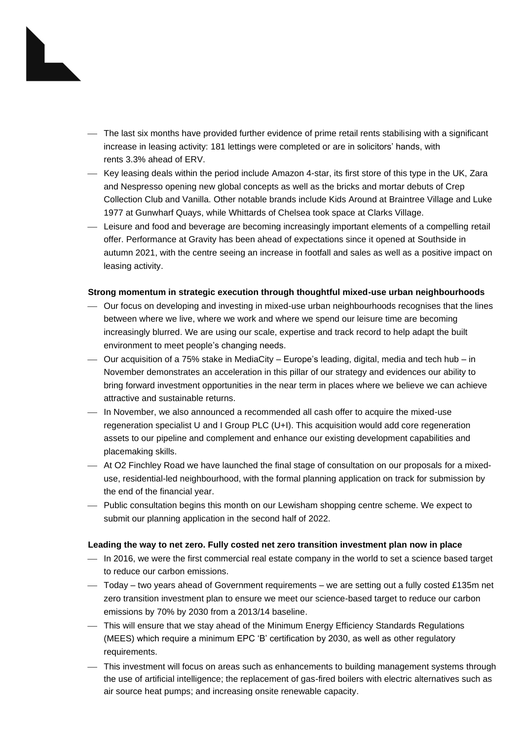- The last six months have provided further evidence of prime retail rents stabilising with a significant increase in leasing activity: 181 lettings were completed or are in solicitors' hands, with rents 3.3% ahead of ERV.
- Key leasing deals within the period include Amazon 4-star, its first store of this type in the UK, Zara and Nespresso opening new global concepts as well as the bricks and mortar debuts of Crep Collection Club and Vanilla. Other notable brands include Kids Around at Braintree Village and Luke 1977 at Gunwharf Quays, while Whittards of Chelsea took space at Clarks Village.
- Leisure and food and beverage are becoming increasingly important elements of a compelling retail offer. Performance at Gravity has been ahead of expectations since it opened at Southside in autumn 2021, with the centre seeing an increase in footfall and sales as well as a positive impact on leasing activity.

**Strong momentum in strategic execution through thoughtful mixed-use urban neighbourhoods**

- Our focus on developing and investing in mixed-use urban neighbourhoods recognises that the lines between where we live, where we work and where we spend our leisure time are becoming increasingly blurred. We are using our scale, expertise and track record to help adapt the built environment to meet people's changing needs.
- Our acquisition of a 75% stake in MediaCity – Europe's leading, digital, media and tech hub – in November demonstrates an acceleration in this pillar of our strategy and evidences our ability to bring forward investment opportunities in the near term in places where we believe we can achieve attractive and sustainable returns.
- In November, we also announced a recommended all cash offer to acquire the mixed-use regeneration specialist U and I Group PLC (U+I). This acquisition would add core regeneration assets to our pipeline and complement and enhance our existing development capabilities and placemaking skills.
- At O2 Finchley Road we have launched the final stage of consultation on our proposals for a mixed-use, residential-led neighbourhood, with the formal planning application on track for submission by the end of the financial year.
- Public consultation begins this month on our Lewisham shopping centre scheme. We expect to submit our planning application in the second half of 2022.

**Leading the way to net zero. Fully costed net zero transition investment plan now in place**

- In 2016, we were the first commercial real estate company in the world to set a science based target to reduce our carbon emissions.
- Today – two years ahead of Government requirements – we are setting out a fully costed £135m net zero transition investment plan to ensure we meet our science-based target to reduce our carbon emissions by 70% by 2030 from a 2013/14 baseline.
- This will ensure that we stay ahead of the Minimum Energy Efficiency Standards Regulations (MEES) which require a minimum EPC 'B' certification by 2030, as well as other regulatory requirements.
- This investment will focus on areas such as enhancements to building management systems through the use of artificial intelligence; the replacement of gas-fired boilers with electric alternatives such as air source heat pumps; and increasing onsite renewable capacity.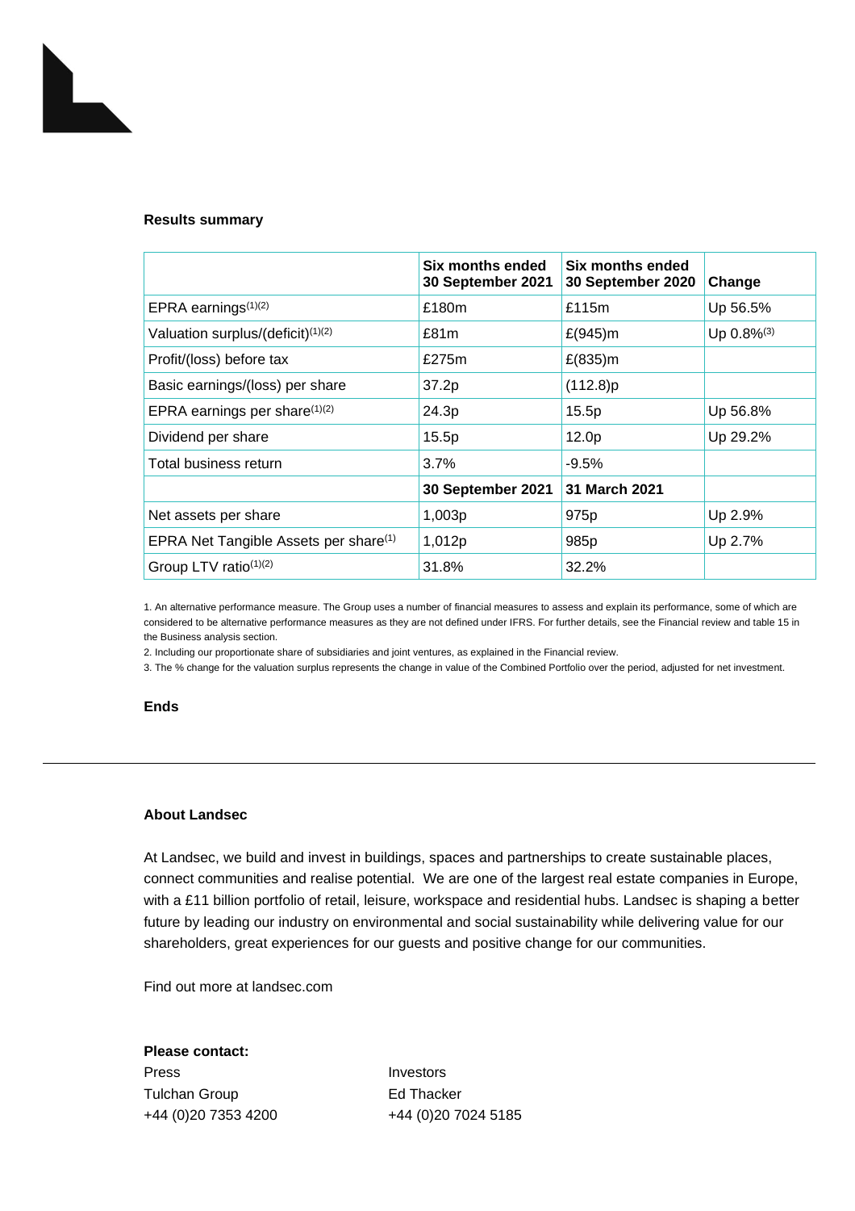**Results summary**

| | Six months ended 30 September 2021 | Six months ended 30 September 2020 | Change |
|---|---|---|---|
| EPRA earnings[(1)(2)] | £180m | £115m | Up 56.5% |
| Valuation surplus/(deficit)[(1)(2)] | £81m | £(945)m | Up 0.8%[(3)] |
| Profit/(loss) before tax | £275m | £(835)m | |
| Basic earnings/(loss) per share | 37.2p | (112.8)p | |
| EPRA earnings per share[(1)(2)] | 24.3p | 15.5p | Up 56.8% |
| Dividend per share | 15.5p | 12.0p | Up 29.2% |
| Total business return | 3.7% | -9.5% | |
| | **30 September 2021** | **31 March 2021** | |
| Net assets per share | 1,003p | 975p | Up 2.9% |
| EPRA Net Tangible Assets per share[(1)] | 1,012p | 985p | Up 2.7% |
| Group LTV ratio[(1)(2)] | 31.8% | 32.2% | |

1. An alternative performance measure. The Group uses a number of financial measures to assess and explain its performance, some of which are considered to be alternative performance measures as they are not defined under IFRS. For further details, see the Financial review and table 15 in the Business analysis section.

2. Including our proportionate share of subsidiaries and joint ventures, as explained in the Financial review.

3. The % change for the valuation surplus represents the change in value of the Combined Portfolio over the period, adjusted for net investment.

**Ends**

---

**About Landsec**

At Landsec, we build and invest in buildings, spaces and partnerships to create sustainable places, connect communities and realise potential. We are one of the largest real estate companies in Europe, with a £11 billion portfolio of retail, leisure, workspace and residential hubs. Landsec is shaping a better future by leading our industry on environmental and social sustainability while delivering value for our shareholders, great experiences for our guests and positive change for our communities.

Find out more at landsec.com

**Please contact:**

Press
Tulchan Group
+44 (0)20 7353 4200

Investors
Ed Thacker
+44 (0)20 7024 5185